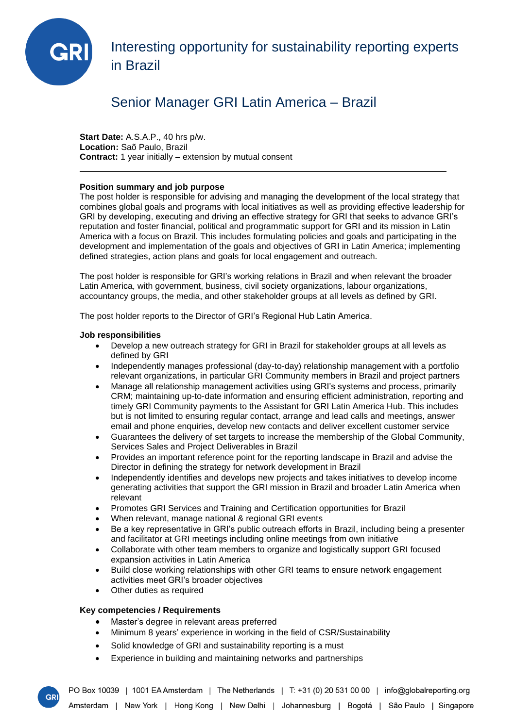# Interesting opportunity for sustainability reporting experts in Brazil

## Senior Manager GRI Latin America – Brazil

**Start Date:** A.S.A.P., 40 hrs p/w.
**Location:** Saõ Paulo, Brazil
**Contract:** 1 year initially – extension by mutual consent

---

**Position summary and job purpose**

The post holder is responsible for advising and managing the development of the local strategy that combines global goals and programs with local initiatives as well as providing effective leadership for GRI by developing, executing and driving an effective strategy for GRI that seeks to advance GRI's reputation and foster financial, political and programmatic support for GRI and its mission in Latin America with a focus on Brazil. This includes formulating policies and goals and participating in the development and implementation of the goals and objectives of GRI in Latin America; implementing defined strategies, action plans and goals for local engagement and outreach.

The post holder is responsible for GRI's working relations in Brazil and when relevant the broader Latin America, with government, business, civil society organizations, labour organizations, accountancy groups, the media, and other stakeholder groups at all levels as defined by GRI.

The post holder reports to the Director of GRI's Regional Hub Latin America.

**Job responsibilities**

- Develop a new outreach strategy for GRI in Brazil for stakeholder groups at all levels as defined by GRI
- Independently manages professional (day-to-day) relationship management with a portfolio relevant organizations, in particular GRI Community members in Brazil and project partners
- Manage all relationship management activities using GRI's systems and process, primarily CRM; maintaining up-to-date information and ensuring efficient administration, reporting and timely GRI Community payments to the Assistant for GRI Latin America Hub. This includes but is not limited to ensuring regular contact, arrange and lead calls and meetings, answer email and phone enquiries, develop new contacts and deliver excellent customer service
- Guarantees the delivery of set targets to increase the membership of the Global Community, Services Sales and Project Deliverables in Brazil
- Provides an important reference point for the reporting landscape in Brazil and advise the Director in defining the strategy for network development in Brazil
- Independently identifies and develops new projects and takes initiatives to develop income generating activities that support the GRI mission in Brazil and broader Latin America when relevant
- Promotes GRI Services and Training and Certification opportunities for Brazil
- When relevant, manage national & regional GRI events
- Be a key representative in GRI's public outreach efforts in Brazil, including being a presenter and facilitator at GRI meetings including online meetings from own initiative
- Collaborate with other team members to organize and logistically support GRI focused expansion activities in Latin America
- Build close working relationships with other GRI teams to ensure network engagement activities meet GRI's broader objectives
- Other duties as required

**Key competencies / Requirements**

- Master's degree in relevant areas preferred
- Minimum 8 years' experience in working in the field of CSR/Sustainability
- Solid knowledge of GRI and sustainability reporting is a must
- Experience in building and maintaining networks and partnerships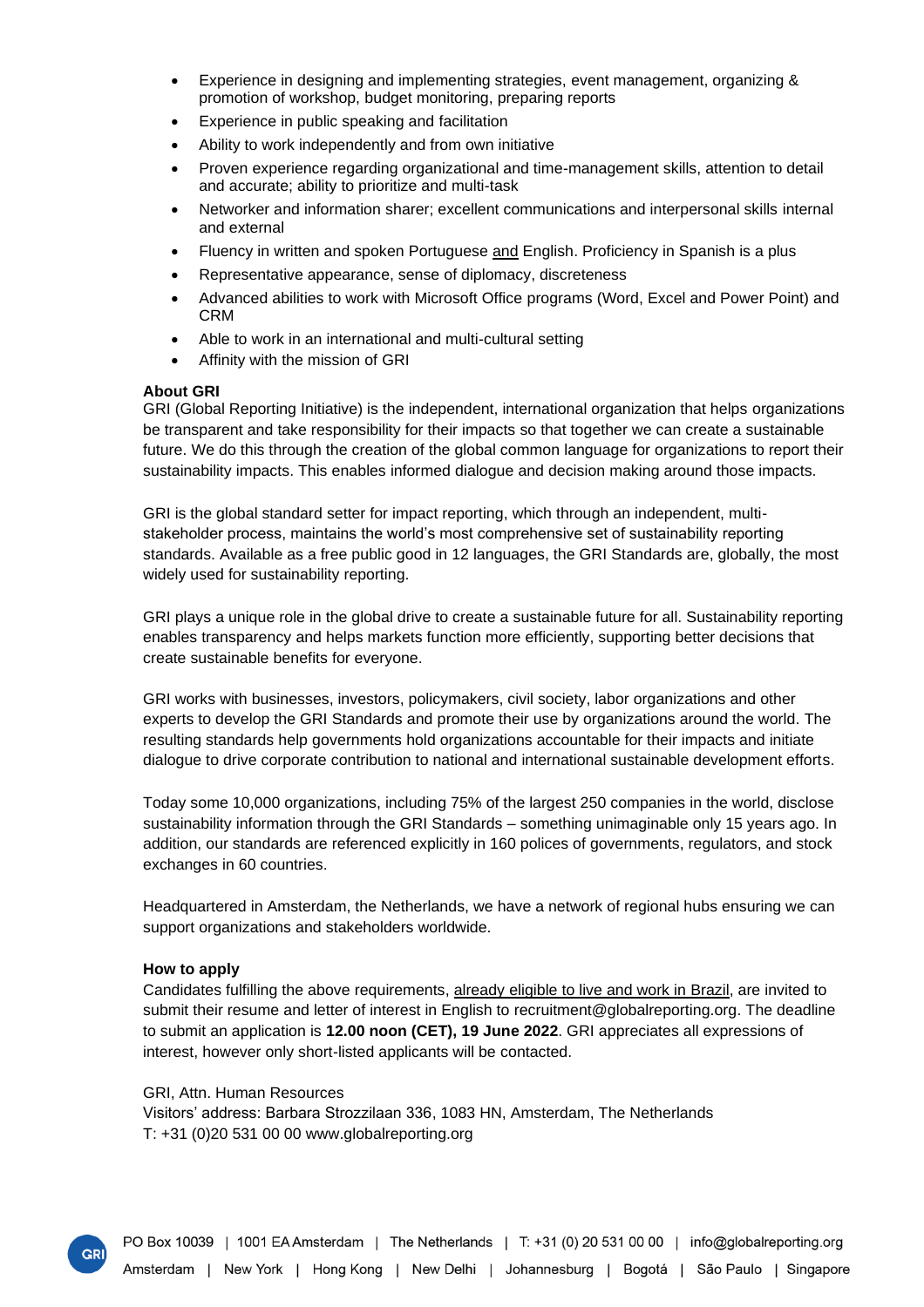- Experience in designing and implementing strategies, event management, organizing & promotion of workshop, budget monitoring, preparing reports
- Experience in public speaking and facilitation
- Ability to work independently and from own initiative
- Proven experience regarding organizational and time-management skills, attention to detail and accurate; ability to prioritize and multi-task
- Networker and information sharer; excellent communications and interpersonal skills internal and external
- Fluency in written and spoken Portuguese and English. Proficiency in Spanish is a plus
- Representative appearance, sense of diplomacy, discreteness
- Advanced abilities to work with Microsoft Office programs (Word, Excel and Power Point) and CRM
- Able to work in an international and multi-cultural setting
- Affinity with the mission of GRI

**About GRI**
GRI (Global Reporting Initiative) is the independent, international organization that helps organizations be transparent and take responsibility for their impacts so that together we can create a sustainable future. We do this through the creation of the global common language for organizations to report their sustainability impacts. This enables informed dialogue and decision making around those impacts.

GRI is the global standard setter for impact reporting, which through an independent, multi-stakeholder process, maintains the world's most comprehensive set of sustainability reporting standards. Available as a free public good in 12 languages, the GRI Standards are, globally, the most widely used for sustainability reporting.

GRI plays a unique role in the global drive to create a sustainable future for all. Sustainability reporting enables transparency and helps markets function more efficiently, supporting better decisions that create sustainable benefits for everyone.

GRI works with businesses, investors, policymakers, civil society, labor organizations and other experts to develop the GRI Standards and promote their use by organizations around the world. The resulting standards help governments hold organizations accountable for their impacts and initiate dialogue to drive corporate contribution to national and international sustainable development efforts.

Today some 10,000 organizations, including 75% of the largest 250 companies in the world, disclose sustainability information through the GRI Standards – something unimaginable only 15 years ago. In addition, our standards are referenced explicitly in 160 polices of governments, regulators, and stock exchanges in 60 countries.

Headquartered in Amsterdam, the Netherlands, we have a network of regional hubs ensuring we can support organizations and stakeholders worldwide.

**How to apply**
Candidates fulfilling the above requirements, already eligible to live and work in Brazil, are invited to submit their resume and letter of interest in English to recruitment@globalreporting.org. The deadline to submit an application is **12.00 noon (CET), 19 June 2022**. GRI appreciates all expressions of interest, however only short-listed applicants will be contacted.

GRI, Attn. Human Resources
Visitors' address: Barbara Strozzilaan 336, 1083 HN, Amsterdam, The Netherlands
T: +31 (0)20 531 00 00 www.globalreporting.org